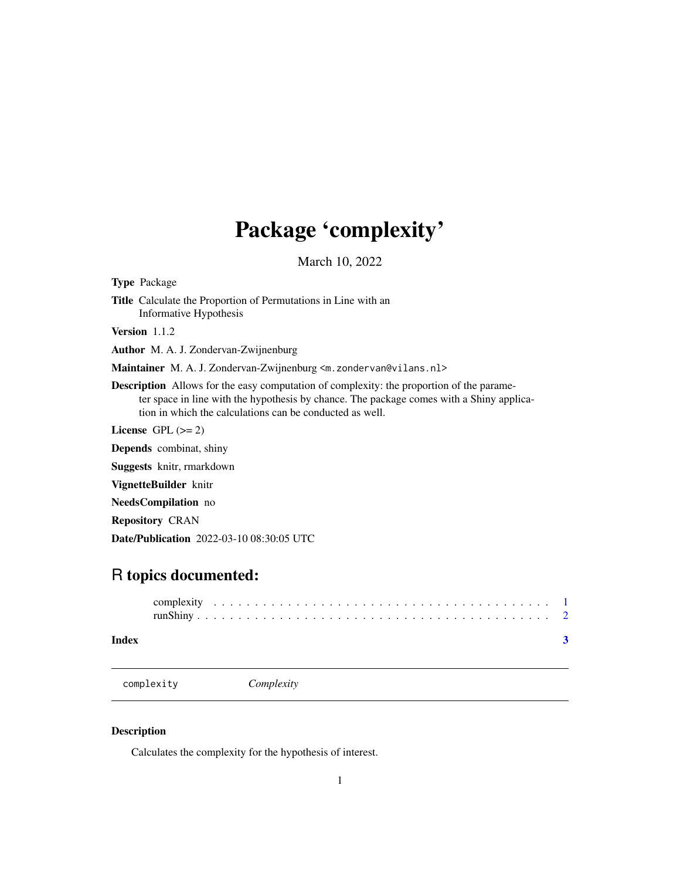# Package 'complexity'

March 10, 2022

**Type** Package

**Title** Calculate the Proportion of Permutations in Line with an Informative Hypothesis

**Version** 1.1.2

**Author** M. A. J. Zondervan-Zwijnenburg

**Maintainer** M. A. J. Zondervan-Zwijnenburg <m.zondervan@vilans.nl>

**Description** Allows for the easy computation of complexity: the proportion of the parameter space in line with the hypothesis by chance. The package comes with a Shiny application in which the calculations can be conducted as well.

**License** GPL (>= 2)

**Depends** combinat, shiny

**Suggests** knitr, rmarkdown

**VignetteBuilder** knitr

**NeedsCompilation** no

**Repository** CRAN

**Date/Publication** 2022-03-10 08:30:05 UTC

## R topics documented:

complexity . . . . . . . . . . . . . . . . . . . . . . . . . . . . . . . . . . . . . . . . . 1
runShiny . . . . . . . . . . . . . . . . . . . . . . . . . . . . . . . . . . . . . . . . . . 2

**Index** 3

---

`complexity` *Complexity*

---

### Description

Calculates the complexity for the hypothesis of interest.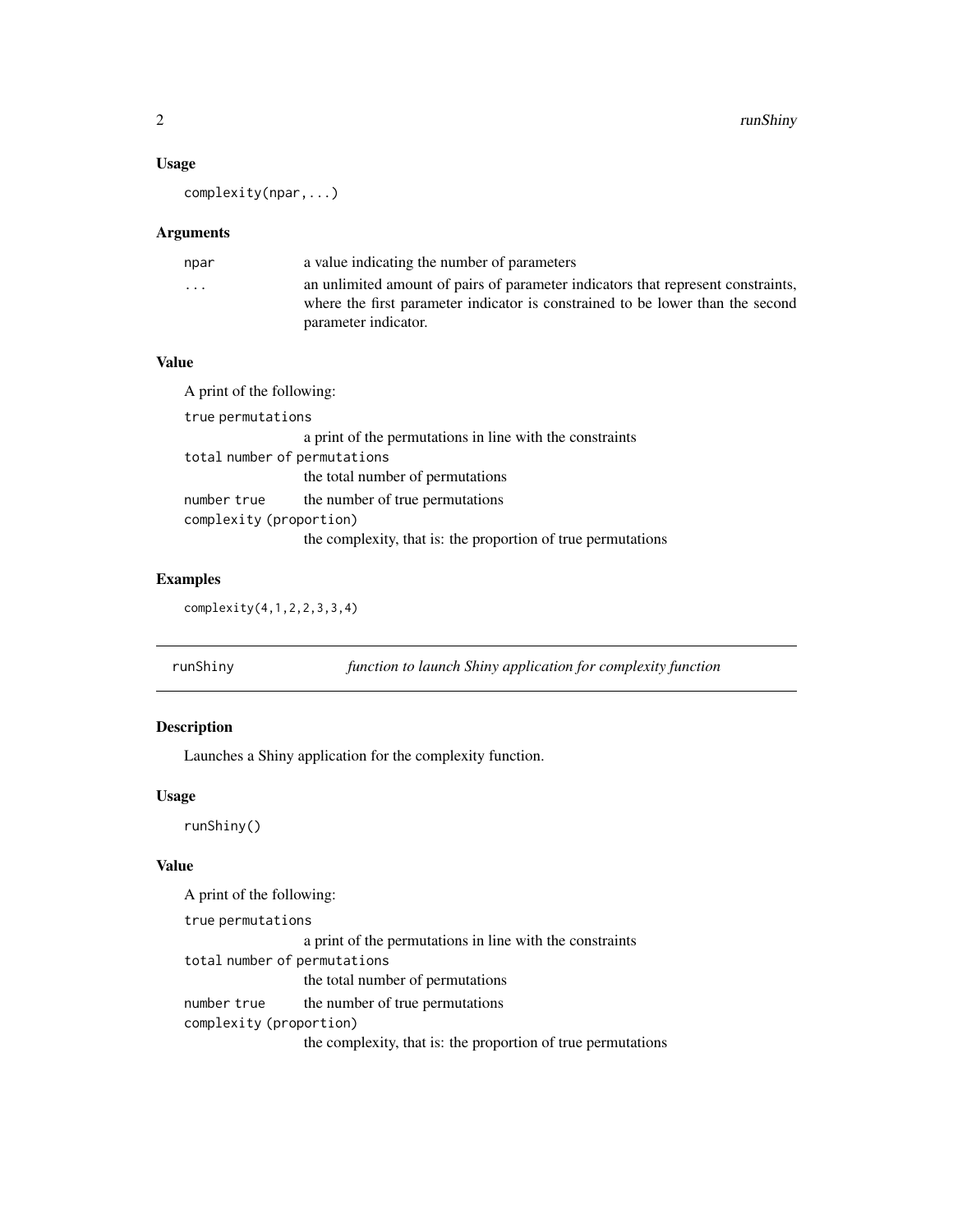### Usage

```
complexity(npar,...)
```

### Arguments

| | |
|---|---|
| npar | a value indicating the number of parameters |
| ... | an unlimited amount of pairs of parameter indicators that represent constraints, where the first parameter indicator is constrained to be lower than the second parameter indicator. |

### Value

A print of the following:

`true permutations`
: a print of the permutations in line with the constraints

`total number of permutations`
: the total number of permutations

`number true`
: the number of true permutations

`complexity (proportion)`
: the complexity, that is: the proportion of true permutations

### Examples

```
complexity(4,1,2,2,3,3,4)
```

---

## runShiny — *function to launch Shiny application for complexity function*

---

### Description

Launches a Shiny application for the complexity function.

### Usage

```
runShiny()
```

### Value

A print of the following:

`true permutations`
: a print of the permutations in line with the constraints

`total number of permutations`
: the total number of permutations

`number true`
: the number of true permutations

`complexity (proportion)`
: the complexity, that is: the proportion of true permutations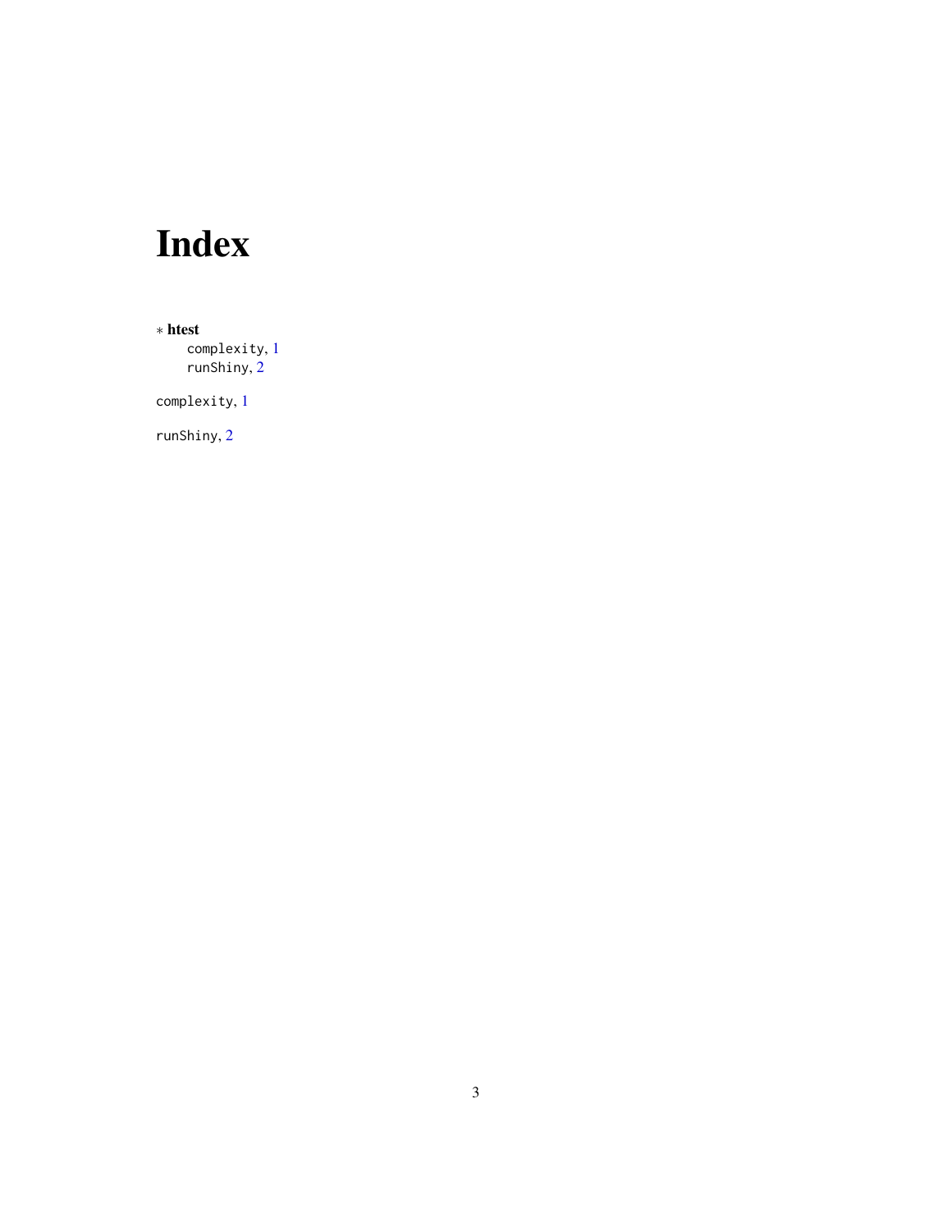# Index

* **htest**
    - complexity, 1
    - runShiny, 2

complexity, 1

runShiny, 2